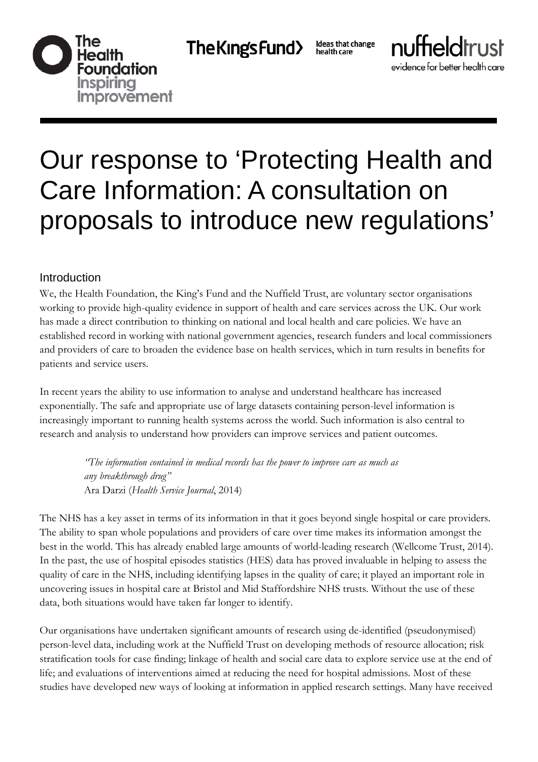# Our response to 'Protecting Health and Care Information: A consultation on proposals to introduce new regulations'

## Introduction

We, the Health Foundation, the King's Fund and the Nuffield Trust, are voluntary sector organisations working to provide high-quality evidence in support of health and care services across the UK. Our work has made a direct contribution to thinking on national and local health and care policies. We have an established record in working with national government agencies, research funders and local commissioners and providers of care to broaden the evidence base on health services, which in turn results in benefits for patients and service users.

In recent years the ability to use information to analyse and understand healthcare has increased exponentially. The safe and appropriate use of large datasets containing person-level information is increasingly important to running health systems across the world. Such information is also central to research and analysis to understand how providers can improve services and patient outcomes.

> *"The information contained in medical records has the power to improve care as much as any breakthrough drug"*
> Ara Darzi (*Health Service Journal*, 2014)

The NHS has a key asset in terms of its information in that it goes beyond single hospital or care providers. The ability to span whole populations and providers of care over time makes its information amongst the best in the world. This has already enabled large amounts of world-leading research (Wellcome Trust, 2014). In the past, the use of hospital episodes statistics (HES) data has proved invaluable in helping to assess the quality of care in the NHS, including identifying lapses in the quality of care; it played an important role in uncovering issues in hospital care at Bristol and Mid Staffordshire NHS trusts. Without the use of these data, both situations would have taken far longer to identify.

Our organisations have undertaken significant amounts of research using de-identified (pseudonymised) person-level data, including work at the Nuffield Trust on developing methods of resource allocation; risk stratification tools for case finding; linkage of health and social care data to explore service use at the end of life; and evaluations of interventions aimed at reducing the need for hospital admissions. Most of these studies have developed new ways of looking at information in applied research settings. Many have received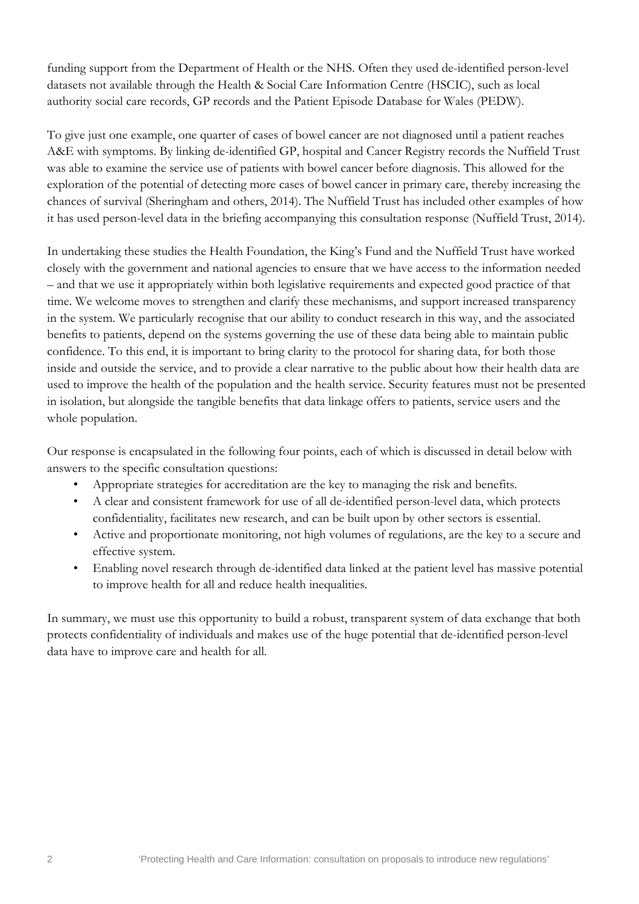funding support from the Department of Health or the NHS. Often they used de-identified person-level datasets not available through the Health & Social Care Information Centre (HSCIC), such as local authority social care records, GP records and the Patient Episode Database for Wales (PEDW).

To give just one example, one quarter of cases of bowel cancer are not diagnosed until a patient reaches A&E with symptoms. By linking de-identified GP, hospital and Cancer Registry records the Nuffield Trust was able to examine the service use of patients with bowel cancer before diagnosis. This allowed for the exploration of the potential of detecting more cases of bowel cancer in primary care, thereby increasing the chances of survival (Sheringham and others, 2014). The Nuffield Trust has included other examples of how it has used person-level data in the briefing accompanying this consultation response (Nuffield Trust, 2014).

In undertaking these studies the Health Foundation, the King's Fund and the Nuffield Trust have worked closely with the government and national agencies to ensure that we have access to the information needed – and that we use it appropriately within both legislative requirements and expected good practice of that time. We welcome moves to strengthen and clarify these mechanisms, and support increased transparency in the system. We particularly recognise that our ability to conduct research in this way, and the associated benefits to patients, depend on the systems governing the use of these data being able to maintain public confidence. To this end, it is important to bring clarity to the protocol for sharing data, for both those inside and outside the service, and to provide a clear narrative to the public about how their health data are used to improve the health of the population and the health service. Security features must not be presented in isolation, but alongside the tangible benefits that data linkage offers to patients, service users and the whole population.

Our response is encapsulated in the following four points, each of which is discussed in detail below with answers to the specific consultation questions:

- Appropriate strategies for accreditation are the key to managing the risk and benefits.
- A clear and consistent framework for use of all de-identified person-level data, which protects confidentiality, facilitates new research, and can be built upon by other sectors is essential.
- Active and proportionate monitoring, not high volumes of regulations, are the key to a secure and effective system.
- Enabling novel research through de-identified data linked at the patient level has massive potential to improve health for all and reduce health inequalities.

In summary, we must use this opportunity to build a robust, transparent system of data exchange that both protects confidentiality of individuals and makes use of the huge potential that de-identified person-level data have to improve care and health for all.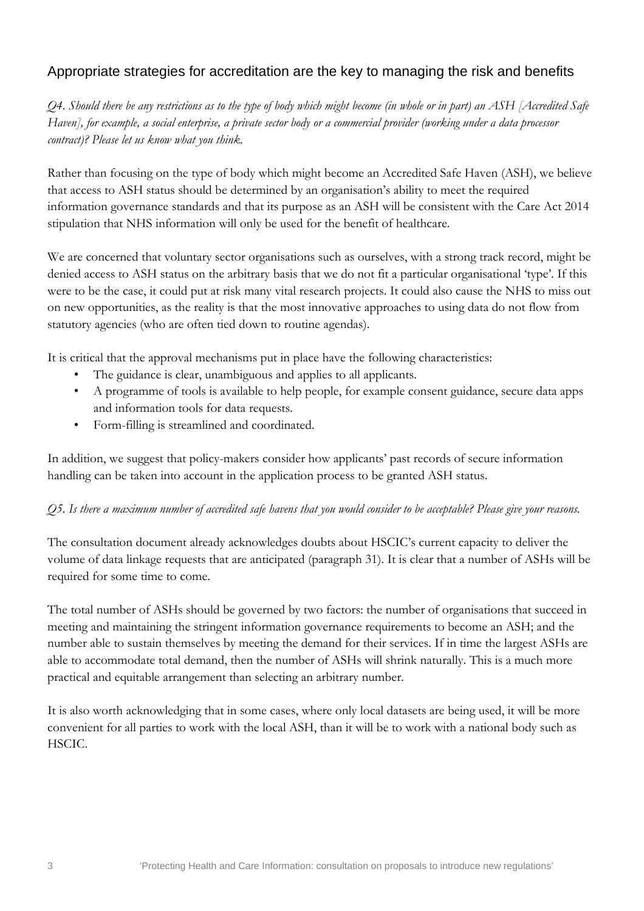## Appropriate strategies for accreditation are the key to managing the risk and benefits

*Q4. Should there be any restrictions as to the type of body which might become (in whole or in part) an ASH [Accredited Safe Haven], for example, a social enterprise, a private sector body or a commercial provider (working under a data processor contract)? Please let us know what you think.*

Rather than focusing on the type of body which might become an Accredited Safe Haven (ASH), we believe that access to ASH status should be determined by an organisation's ability to meet the required information governance standards and that its purpose as an ASH will be consistent with the Care Act 2014 stipulation that NHS information will only be used for the benefit of healthcare.

We are concerned that voluntary sector organisations such as ourselves, with a strong track record, might be denied access to ASH status on the arbitrary basis that we do not fit a particular organisational 'type'. If this were to be the case, it could put at risk many vital research projects. It could also cause the NHS to miss out on new opportunities, as the reality is that the most innovative approaches to using data do not flow from statutory agencies (who are often tied down to routine agendas).

It is critical that the approval mechanisms put in place have the following characteristics:

- The guidance is clear, unambiguous and applies to all applicants.
- A programme of tools is available to help people, for example consent guidance, secure data apps and information tools for data requests.
- Form-filling is streamlined and coordinated.

In addition, we suggest that policy-makers consider how applicants' past records of secure information handling can be taken into account in the application process to be granted ASH status.

*Q5. Is there a maximum number of accredited safe havens that you would consider to be acceptable? Please give your reasons.*

The consultation document already acknowledges doubts about HSCIC's current capacity to deliver the volume of data linkage requests that are anticipated (paragraph 31). It is clear that a number of ASHs will be required for some time to come.

The total number of ASHs should be governed by two factors: the number of organisations that succeed in meeting and maintaining the stringent information governance requirements to become an ASH; and the number able to sustain themselves by meeting the demand for their services. If in time the largest ASHs are able to accommodate total demand, then the number of ASHs will shrink naturally. This is a much more practical and equitable arrangement than selecting an arbitrary number.

It is also worth acknowledging that in some cases, where only local datasets are being used, it will be more convenient for all parties to work with the local ASH, than it will be to work with a national body such as HSCIC.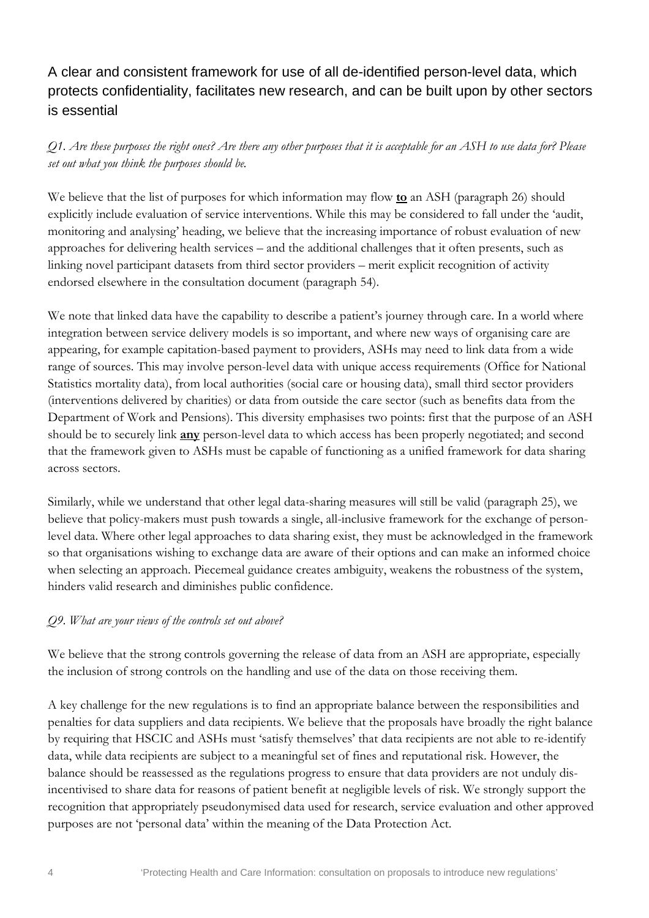## A clear and consistent framework for use of all de-identified person-level data, which protects confidentiality, facilitates new research, and can be built upon by other sectors is essential

*Q1. Are these purposes the right ones? Are there any other purposes that it is acceptable for an ASH to use data for? Please set out what you think the purposes should be.*

We believe that the list of purposes for which information may flow **to** an ASH (paragraph 26) should explicitly include evaluation of service interventions. While this may be considered to fall under the 'audit, monitoring and analysing' heading, we believe that the increasing importance of robust evaluation of new approaches for delivering health services – and the additional challenges that it often presents, such as linking novel participant datasets from third sector providers – merit explicit recognition of activity endorsed elsewhere in the consultation document (paragraph 54).

We note that linked data have the capability to describe a patient's journey through care. In a world where integration between service delivery models is so important, and where new ways of organising care are appearing, for example capitation-based payment to providers, ASHs may need to link data from a wide range of sources. This may involve person-level data with unique access requirements (Office for National Statistics mortality data), from local authorities (social care or housing data), small third sector providers (interventions delivered by charities) or data from outside the care sector (such as benefits data from the Department of Work and Pensions). This diversity emphasises two points: first that the purpose of an ASH should be to securely link **any** person-level data to which access has been properly negotiated; and second that the framework given to ASHs must be capable of functioning as a unified framework for data sharing across sectors.

Similarly, while we understand that other legal data-sharing measures will still be valid (paragraph 25), we believe that policy-makers must push towards a single, all-inclusive framework for the exchange of person-level data. Where other legal approaches to data sharing exist, they must be acknowledged in the framework so that organisations wishing to exchange data are aware of their options and can make an informed choice when selecting an approach. Piecemeal guidance creates ambiguity, weakens the robustness of the system, hinders valid research and diminishes public confidence.

*Q9. What are your views of the controls set out above?*

We believe that the strong controls governing the release of data from an ASH are appropriate, especially the inclusion of strong controls on the handling and use of the data on those receiving them.

A key challenge for the new regulations is to find an appropriate balance between the responsibilities and penalties for data suppliers and data recipients. We believe that the proposals have broadly the right balance by requiring that HSCIC and ASHs must 'satisfy themselves' that data recipients are not able to re-identify data, while data recipients are subject to a meaningful set of fines and reputational risk. However, the balance should be reassessed as the regulations progress to ensure that data providers are not unduly dis-incentivised to share data for reasons of patient benefit at negligible levels of risk. We strongly support the recognition that appropriately pseudonymised data used for research, service evaluation and other approved purposes are not 'personal data' within the meaning of the Data Protection Act.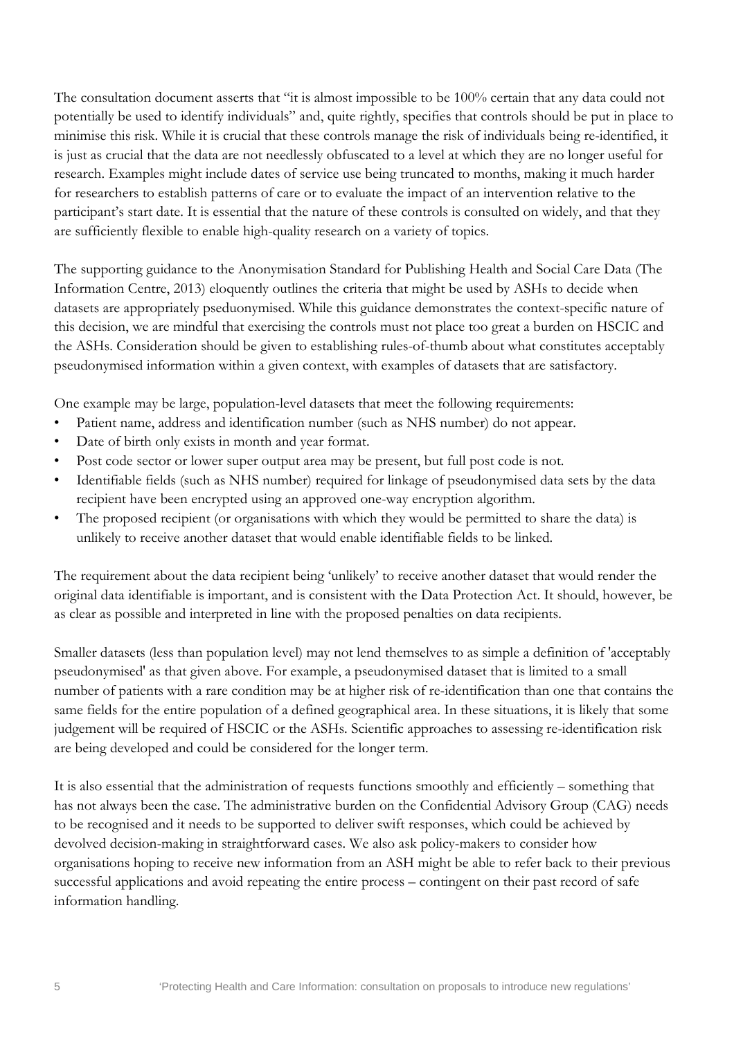The consultation document asserts that "it is almost impossible to be 100% certain that any data could not potentially be used to identify individuals" and, quite rightly, specifies that controls should be put in place to minimise this risk. While it is crucial that these controls manage the risk of individuals being re-identified, it is just as crucial that the data are not needlessly obfuscated to a level at which they are no longer useful for research. Examples might include dates of service use being truncated to months, making it much harder for researchers to establish patterns of care or to evaluate the impact of an intervention relative to the participant's start date. It is essential that the nature of these controls is consulted on widely, and that they are sufficiently flexible to enable high-quality research on a variety of topics.

The supporting guidance to the Anonymisation Standard for Publishing Health and Social Care Data (The Information Centre, 2013) eloquently outlines the criteria that might be used by ASHs to decide when datasets are appropriately pseduonymised. While this guidance demonstrates the context-specific nature of this decision, we are mindful that exercising the controls must not place too great a burden on HSCIC and the ASHs. Consideration should be given to establishing rules-of-thumb about what constitutes acceptably pseudonymised information within a given context, with examples of datasets that are satisfactory.

One example may be large, population-level datasets that meet the following requirements:

- Patient name, address and identification number (such as NHS number) do not appear.
- Date of birth only exists in month and year format.
- Post code sector or lower super output area may be present, but full post code is not.
- Identifiable fields (such as NHS number) required for linkage of pseudonymised data sets by the data recipient have been encrypted using an approved one-way encryption algorithm.
- The proposed recipient (or organisations with which they would be permitted to share the data) is unlikely to receive another dataset that would enable identifiable fields to be linked.

The requirement about the data recipient being 'unlikely' to receive another dataset that would render the original data identifiable is important, and is consistent with the Data Protection Act. It should, however, be as clear as possible and interpreted in line with the proposed penalties on data recipients.

Smaller datasets (less than population level) may not lend themselves to as simple a definition of 'acceptably pseudonymised' as that given above. For example, a pseudonymised dataset that is limited to a small number of patients with a rare condition may be at higher risk of re-identification than one that contains the same fields for the entire population of a defined geographical area. In these situations, it is likely that some judgement will be required of HSCIC or the ASHs. Scientific approaches to assessing re-identification risk are being developed and could be considered for the longer term.

It is also essential that the administration of requests functions smoothly and efficiently – something that has not always been the case. The administrative burden on the Confidential Advisory Group (CAG) needs to be recognised and it needs to be supported to deliver swift responses, which could be achieved by devolved decision-making in straightforward cases. We also ask policy-makers to consider how organisations hoping to receive new information from an ASH might be able to refer back to their previous successful applications and avoid repeating the entire process – contingent on their past record of safe information handling.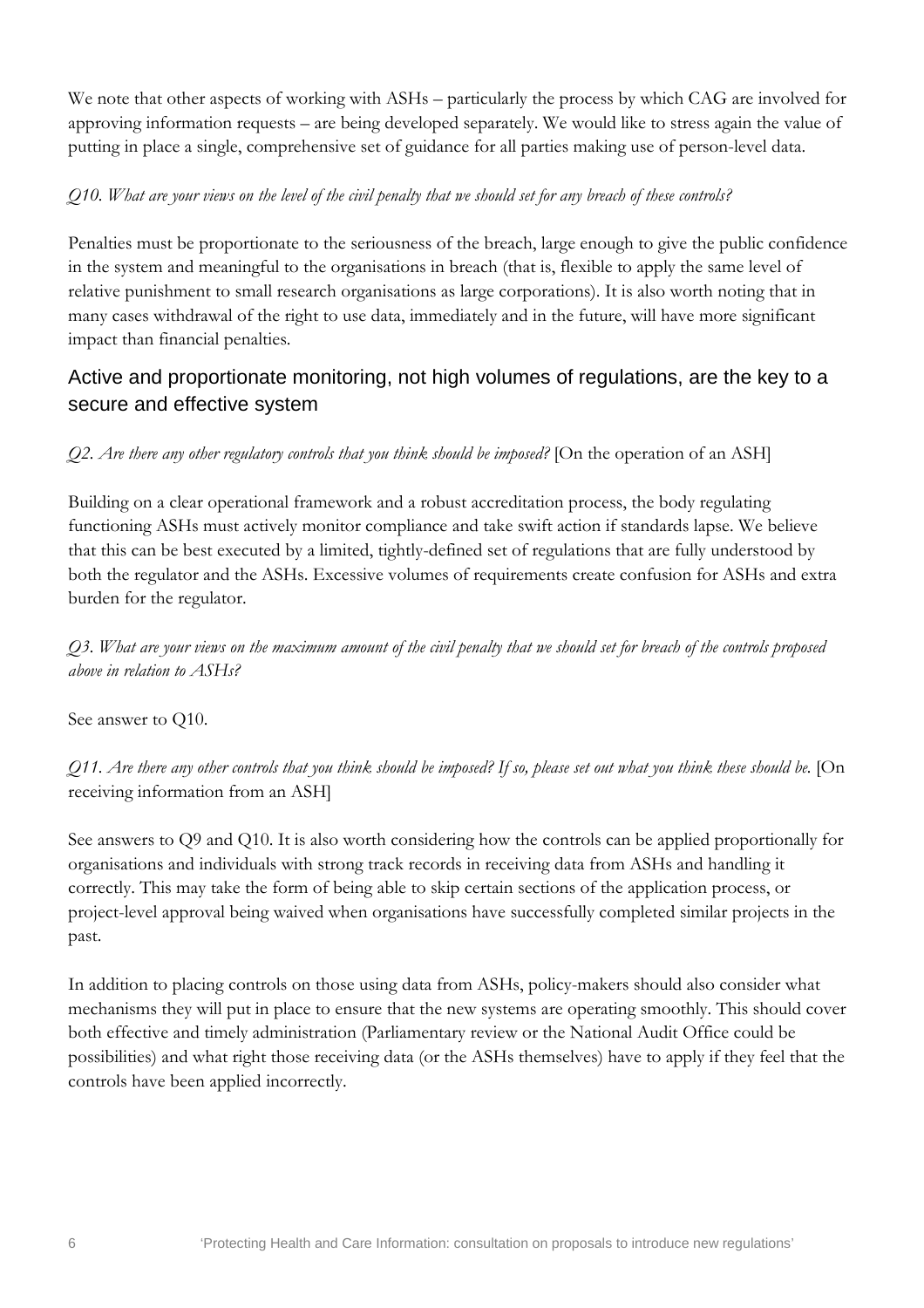We note that other aspects of working with ASHs – particularly the process by which CAG are involved for approving information requests – are being developed separately. We would like to stress again the value of putting in place a single, comprehensive set of guidance for all parties making use of person-level data.

*Q10. What are your views on the level of the civil penalty that we should set for any breach of these controls?*

Penalties must be proportionate to the seriousness of the breach, large enough to give the public confidence in the system and meaningful to the organisations in breach (that is, flexible to apply the same level of relative punishment to small research organisations as large corporations). It is also worth noting that in many cases withdrawal of the right to use data, immediately and in the future, will have more significant impact than financial penalties.

## Active and proportionate monitoring, not high volumes of regulations, are the key to a secure and effective system

*Q2. Are there any other regulatory controls that you think should be imposed?* [On the operation of an ASH]

Building on a clear operational framework and a robust accreditation process, the body regulating functioning ASHs must actively monitor compliance and take swift action if standards lapse. We believe that this can be best executed by a limited, tightly-defined set of regulations that are fully understood by both the regulator and the ASHs. Excessive volumes of requirements create confusion for ASHs and extra burden for the regulator.

*Q3. What are your views on the maximum amount of the civil penalty that we should set for breach of the controls proposed above in relation to ASHs?*

See answer to Q10.

*Q11. Are there any other controls that you think should be imposed? If so, please set out what you think these should be.* [On receiving information from an ASH]

See answers to Q9 and Q10. It is also worth considering how the controls can be applied proportionally for organisations and individuals with strong track records in receiving data from ASHs and handling it correctly. This may take the form of being able to skip certain sections of the application process, or project-level approval being waived when organisations have successfully completed similar projects in the past.

In addition to placing controls on those using data from ASHs, policy-makers should also consider what mechanisms they will put in place to ensure that the new systems are operating smoothly. This should cover both effective and timely administration (Parliamentary review or the National Audit Office could be possibilities) and what right those receiving data (or the ASHs themselves) have to apply if they feel that the controls have been applied incorrectly.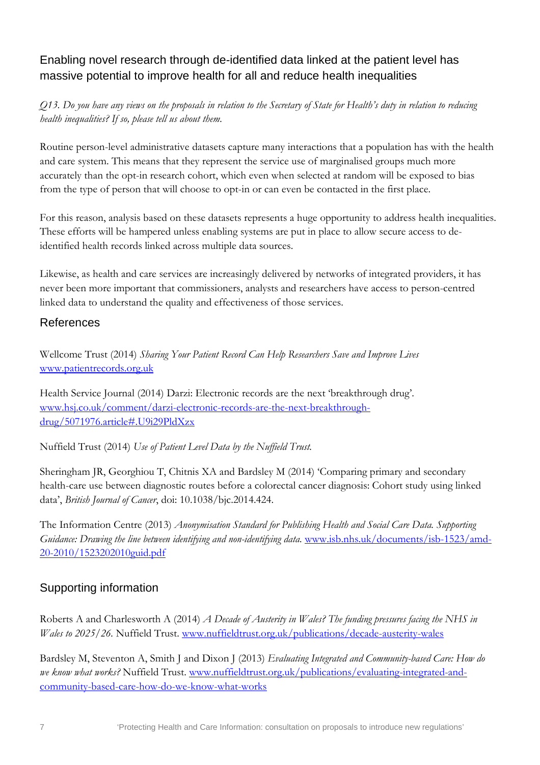## Enabling novel research through de-identified data linked at the patient level has massive potential to improve health for all and reduce health inequalities

*Q13. Do you have any views on the proposals in relation to the Secretary of State for Health's duty in relation to reducing health inequalities? If so, please tell us about them.*

Routine person-level administrative datasets capture many interactions that a population has with the health and care system. This means that they represent the service use of marginalised groups much more accurately than the opt-in research cohort, which even when selected at random will be exposed to bias from the type of person that will choose to opt-in or can even be contacted in the first place.

For this reason, analysis based on these datasets represents a huge opportunity to address health inequalities. These efforts will be hampered unless enabling systems are put in place to allow secure access to de-identified health records linked across multiple data sources.

Likewise, as health and care services are increasingly delivered by networks of integrated providers, it has never been more important that commissioners, analysts and researchers have access to person-centred linked data to understand the quality and effectiveness of those services.

### References

Wellcome Trust (2014) *Sharing Your Patient Record Can Help Researchers Save and Improve Lives* www.patientrecords.org.uk

Health Service Journal (2014) Darzi: Electronic records are the next 'breakthrough drug'. www.hsj.co.uk/comment/darzi-electronic-records-are-the-next-breakthrough-drug/5071976.article#.U9i29PldXzx

Nuffield Trust (2014) *Use of Patient Level Data by the Nuffield Trust.*

Sheringham JR, Georghiou T, Chitnis XA and Bardsley M (2014) 'Comparing primary and secondary health-care use between diagnostic routes before a colorectal cancer diagnosis: Cohort study using linked data', *British Journal of Cancer*, doi: 10.1038/bjc.2014.424.

The Information Centre (2013) *Anonymisation Standard for Publishing Health and Social Care Data. Supporting Guidance: Drawing the line between identifying and non-identifying data.* www.isb.nhs.uk/documents/isb-1523/amd-20-2010/1523202010guid.pdf

### Supporting information

Roberts A and Charlesworth A (2014) *A Decade of Austerity in Wales? The funding pressures facing the NHS in Wales to 2025/26.* Nuffield Trust. www.nuffieldtrust.org.uk/publications/decade-austerity-wales

Bardsley M, Steventon A, Smith J and Dixon J (2013) *Evaluating Integrated and Community-based Care: How do we know what works?* Nuffield Trust. www.nuffieldtrust.org.uk/publications/evaluating-integrated-and-community-based-care-how-do-we-know-what-works